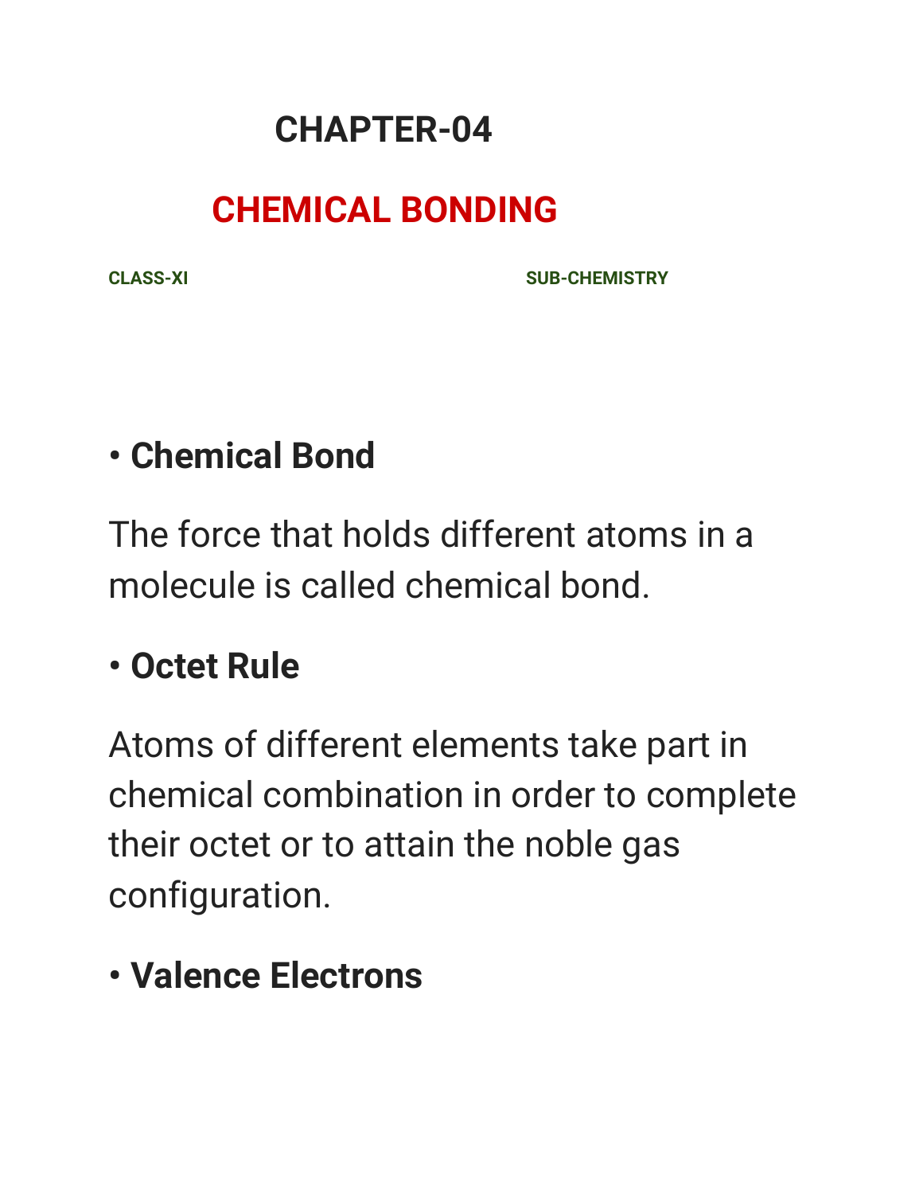# CHAPTER-04

## CHEMICAL BONDING

**CLASS-XI** **SUB-CHEMISTRY**

- **Chemical Bond**

The force that holds different atoms in a molecule is called chemical bond.

- **Octet Rule**

Atoms of different elements take part in chemical combination in order to complete their octet or to attain the noble gas configuration.

- **Valence Electrons**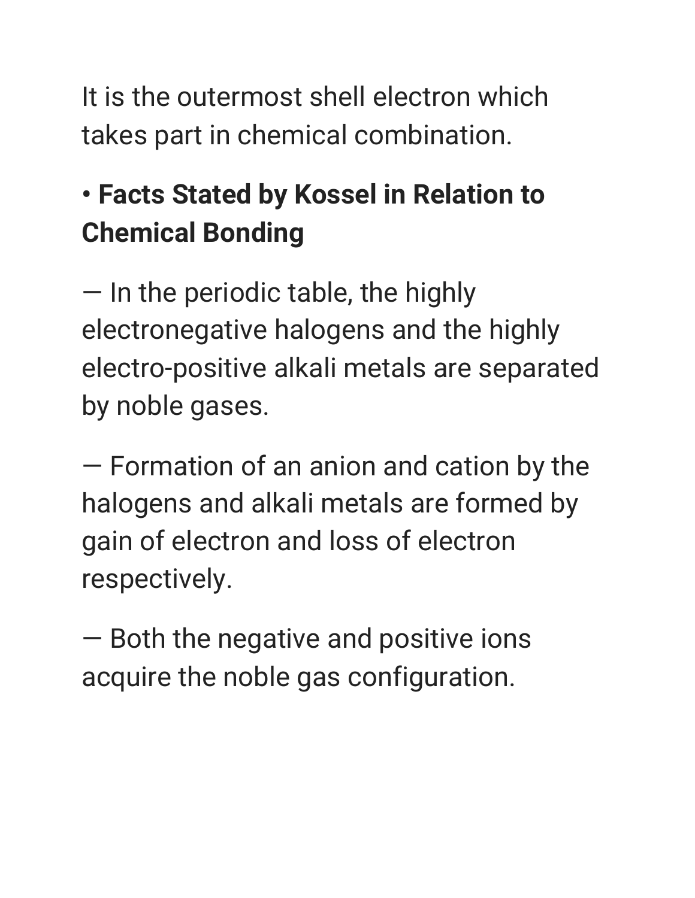It is the outermost shell electron which takes part in chemical combination.

• **Facts Stated by Kossel in Relation to Chemical Bonding**

— In the periodic table, the highly electronegative halogens and the highly electro-positive alkali metals are separated by noble gases.

— Formation of an anion and cation by the halogens and alkali metals are formed by gain of electron and loss of electron respectively.

— Both the negative and positive ions acquire the noble gas configuration.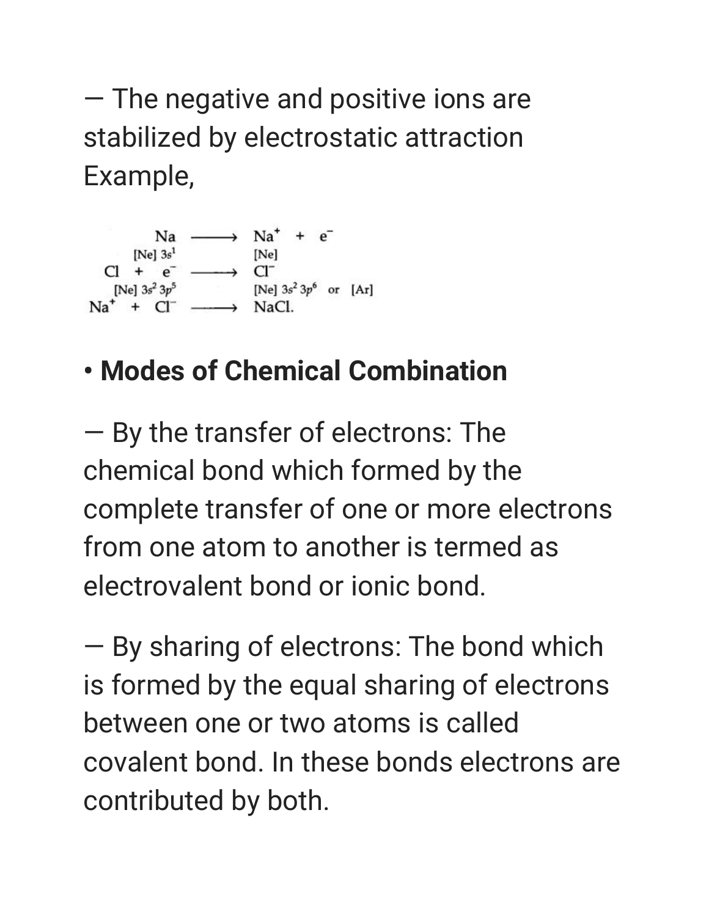— The negative and positive ions are stabilized by electrostatic attraction
Example,

$$\underset{[Ne]\,3s^1}{Na} \longrightarrow \underset{[Ne]}{Na^+} + e^-$$

$$\underset{[Ne]\,3s^2\,3p^5}{Cl} + e^- \longrightarrow \underset{[Ne]\,3s^2\,3p^6 \text{ or } [Ar]}{Cl^-}$$

$$Na^+ + Cl^- \longrightarrow NaCl.$$

- **Modes of Chemical Combination**

— By the transfer of electrons: The chemical bond which formed by the complete transfer of one or more electrons from one atom to another is termed as electrovalent bond or ionic bond.

— By sharing of electrons: The bond which is formed by the equal sharing of electrons between one or two atoms is called covalent bond. In these bonds electrons are contributed by both.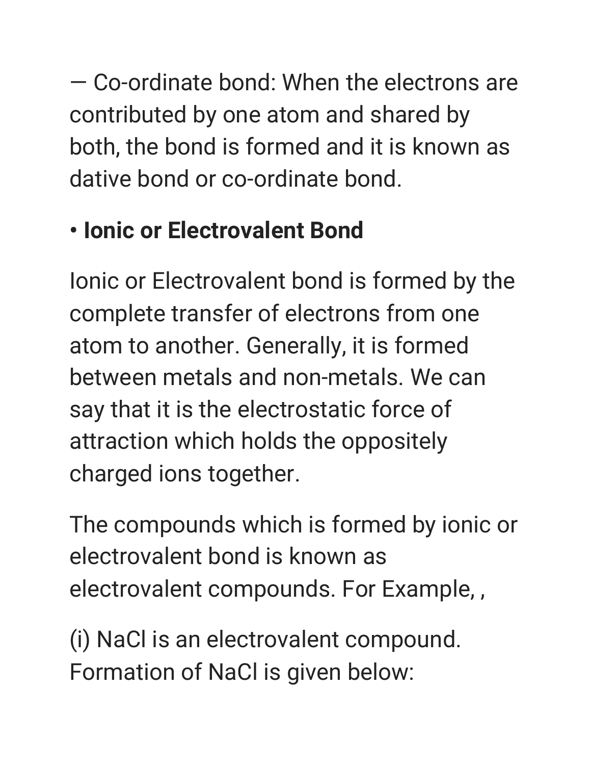— Co-ordinate bond: When the electrons are contributed by one atom and shared by both, the bond is formed and it is known as dative bond or co-ordinate bond.

- **Ionic or Electrovalent Bond**

Ionic or Electrovalent bond is formed by the complete transfer of electrons from one atom to another. Generally, it is formed between metals and non-metals. We can say that it is the electrostatic force of attraction which holds the oppositely charged ions together.

The compounds which is formed by ionic or electrovalent bond is known as electrovalent compounds. For Example, ,

(i) NaCl is an electrovalent compound. Formation of NaCl is given below: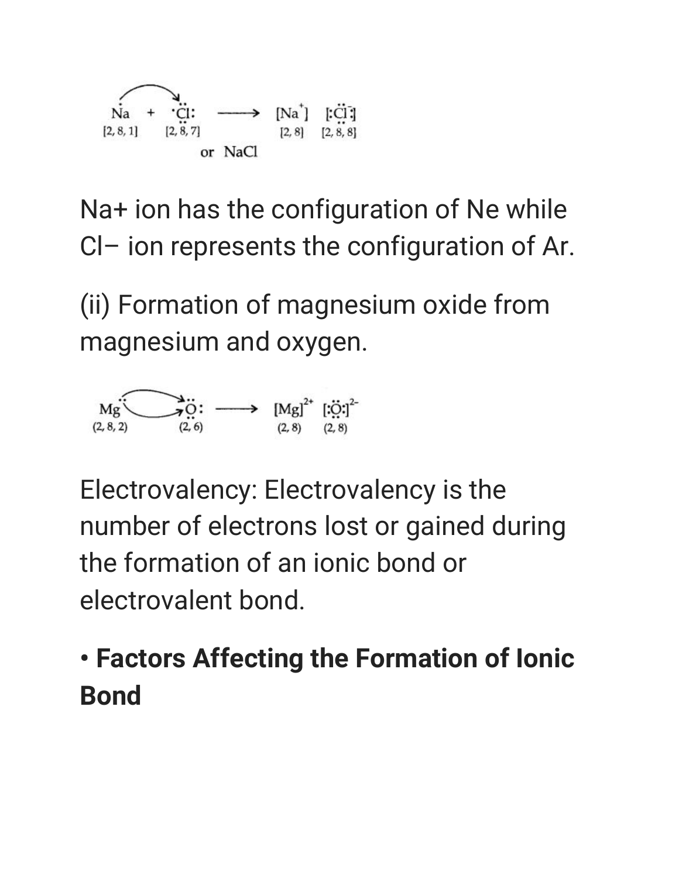$$\dot{Na} + \cdot\ddot{\underset{\cdot\cdot}{Cl}}: \longrightarrow [Na^+]\ [:\ddot{\underset{\cdot\cdot}{Cl}}:^-]$$

$$[2, 8, 1] \quad [2, 8, 7] \qquad\qquad [2, 8] \quad [2, 8, 8]$$

or NaCl

$Na^+$ ion has the configuration of Ne while $Cl^-$ ion represents the configuration of Ar.

(ii) Formation of magnesium oxide from magnesium and oxygen.

$$\ddot{Mg} + \ddot{\underset{\cdot\cdot}{O}}: \longrightarrow [Mg]^{2+}\ [:\ddot{\underset{\cdot\cdot}{O}}:]^{2-}$$

$$(2, 8, 2) \quad (2, 6) \qquad\qquad (2, 8) \quad (2, 8)$$

Electrovalency: Electrovalency is the number of electrons lost or gained during the formation of an ionic bond or electrovalent bond.

- **Factors Affecting the Formation of Ionic Bond**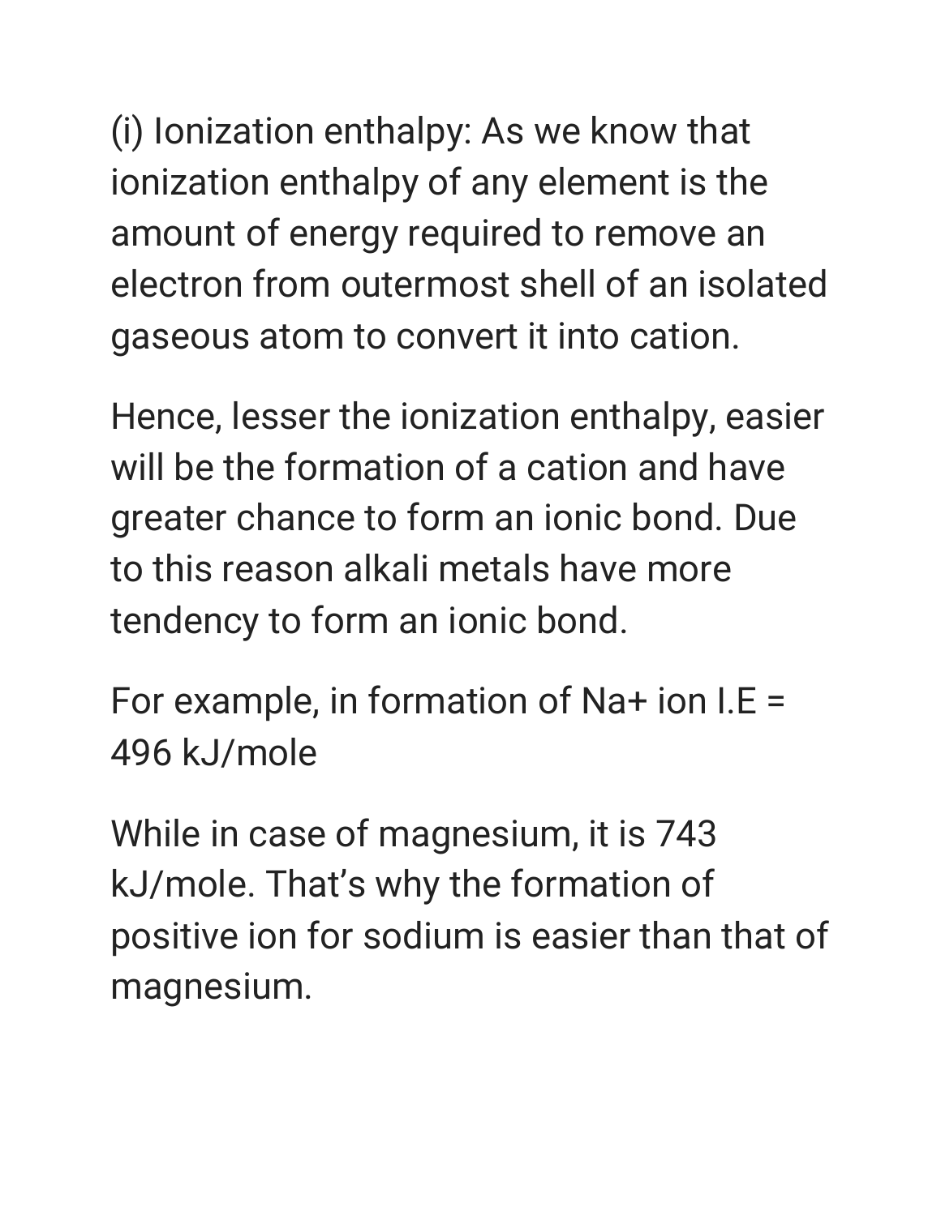(i) Ionization enthalpy: As we know that ionization enthalpy of any element is the amount of energy required to remove an electron from outermost shell of an isolated gaseous atom to convert it into cation.

Hence, lesser the ionization enthalpy, easier will be the formation of a cation and have greater chance to form an ionic bond. Due to this reason alkali metals have more tendency to form an ionic bond.

For example, in formation of $Na^+$ ion I.E = 496 kJ/mole

While in case of magnesium, it is 743 kJ/mole. That's why the formation of positive ion for sodium is easier than that of magnesium.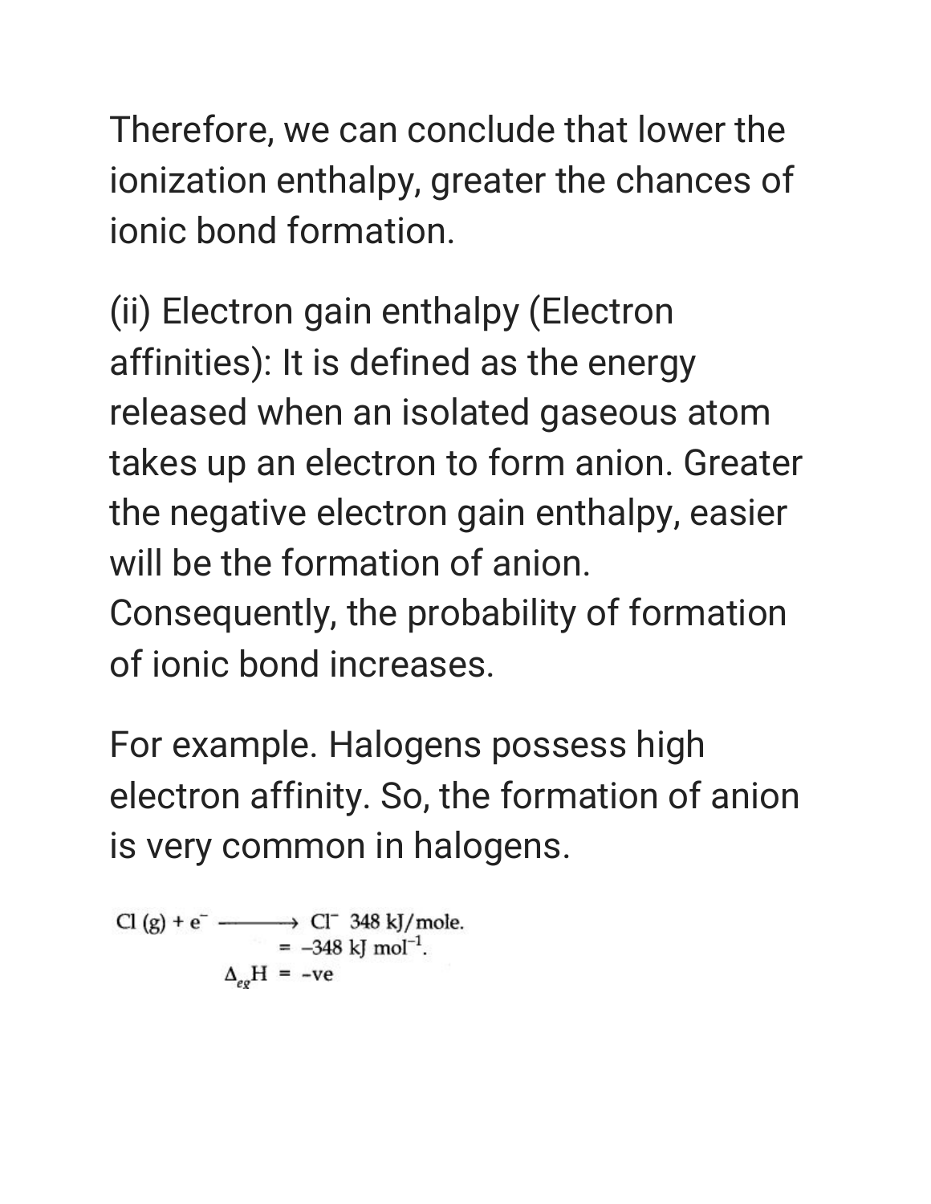Therefore, we can conclude that lower the ionization enthalpy, greater the chances of ionic bond formation.

(ii) Electron gain enthalpy (Electron affinities): It is defined as the energy released when an isolated gaseous atom takes up an electron to form anion. Greater the negative electron gain enthalpy, easier will be the formation of anion. Consequently, the probability of formation of ionic bond increases.

For example. Halogens possess high electron affinity. So, the formation of anion is very common in halogens.

$$Cl\,(g) + e^- \longrightarrow Cl^- \;\; 348 \text{ kJ/mole.}$$
$$= -348 \text{ kJ mol}^{-1}.$$
$$\Delta_{eg}H = -\text{ve}$$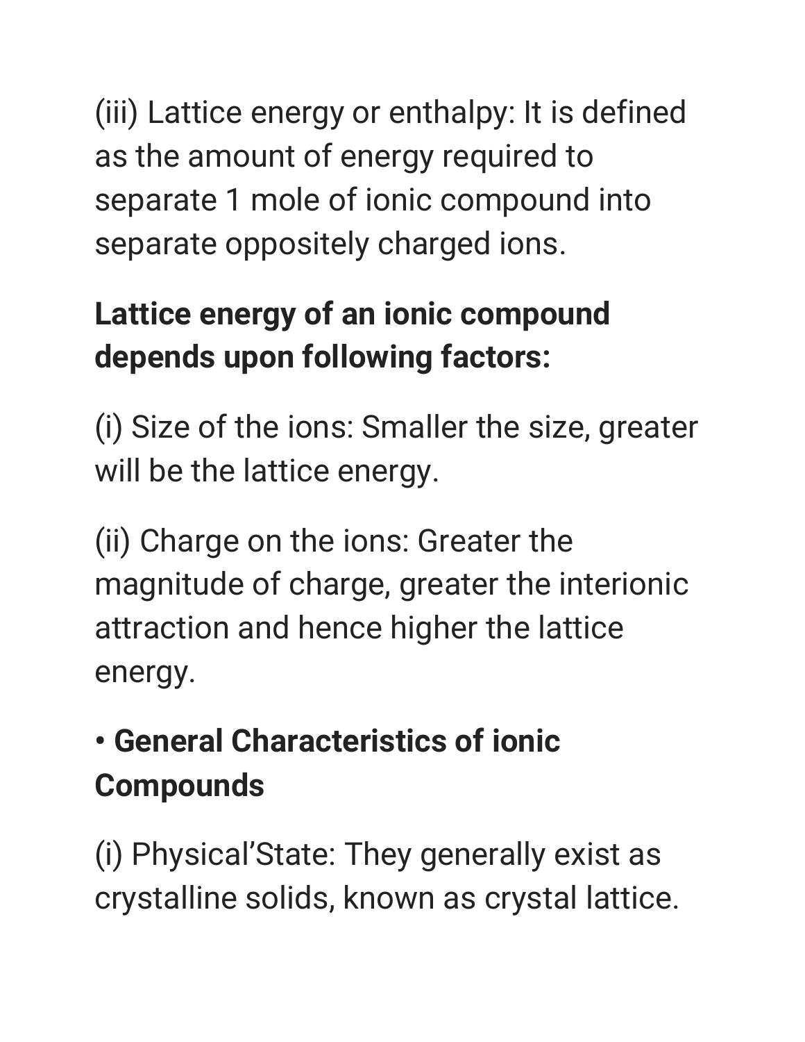(iii) Lattice energy or enthalpy: It is defined as the amount of energy required to separate 1 mole of ionic compound into separate oppositely charged ions.

**Lattice energy of an ionic compound depends upon following factors:**

(i) Size of the ions: Smaller the size, greater will be the lattice energy.

(ii) Charge on the ions: Greater the magnitude of charge, greater the interionic attraction and hence higher the lattice energy.

• **General Characteristics of ionic Compounds**

(i) Physical’State: They generally exist as crystalline solids, known as crystal lattice.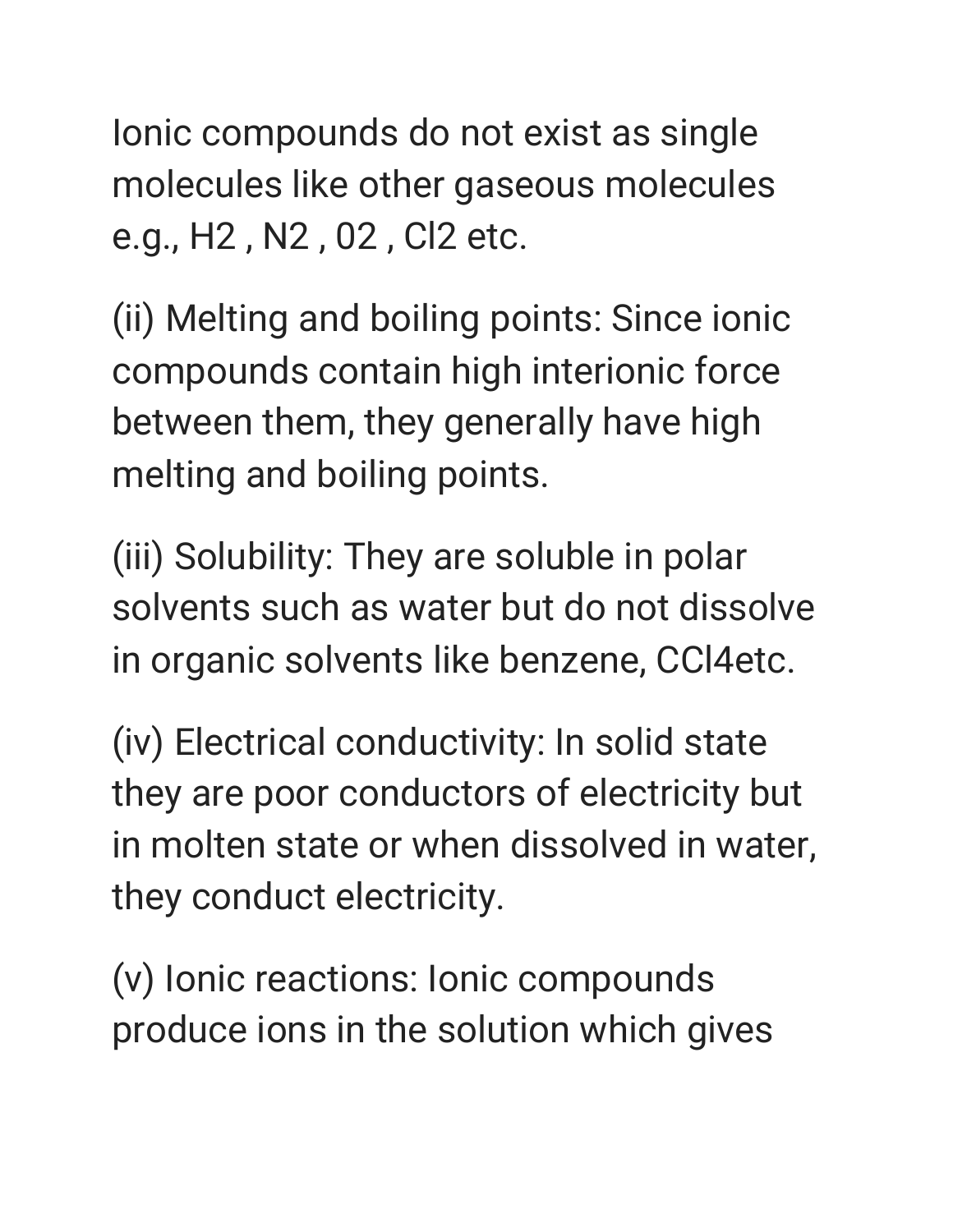Ionic compounds do not exist as single molecules like other gaseous molecules e.g., $H_2$ , $N_2$ , $02$ , $Cl_2$ etc.

(ii) Melting and boiling points: Since ionic compounds contain high interionic force between them, they generally have high melting and boiling points.

(iii) Solubility: They are soluble in polar solvents such as water but do not dissolve in organic solvents like benzene, $CCl_4$etc.

(iv) Electrical conductivity: In solid state they are poor conductors of electricity but in molten state or when dissolved in water, they conduct electricity.

(v) Ionic reactions: Ionic compounds produce ions in the solution which gives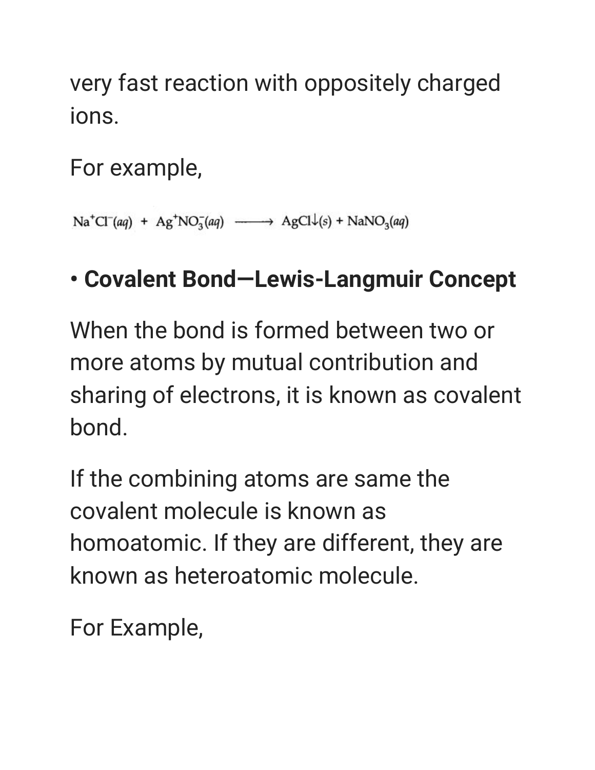very fast reaction with oppositely charged ions.

For example,

$$Na^+Cl^-(aq) + Ag^+NO_3^-(aq) \longrightarrow AgCl\downarrow(s) + NaNO_3(aq)$$

- **Covalent Bond—Lewis-Langmuir Concept**

When the bond is formed between two or more atoms by mutual contribution and sharing of electrons, it is known as covalent bond.

If the combining atoms are same the covalent molecule is known as homoatomic. If they are different, they are known as heteroatomic molecule.

For Example,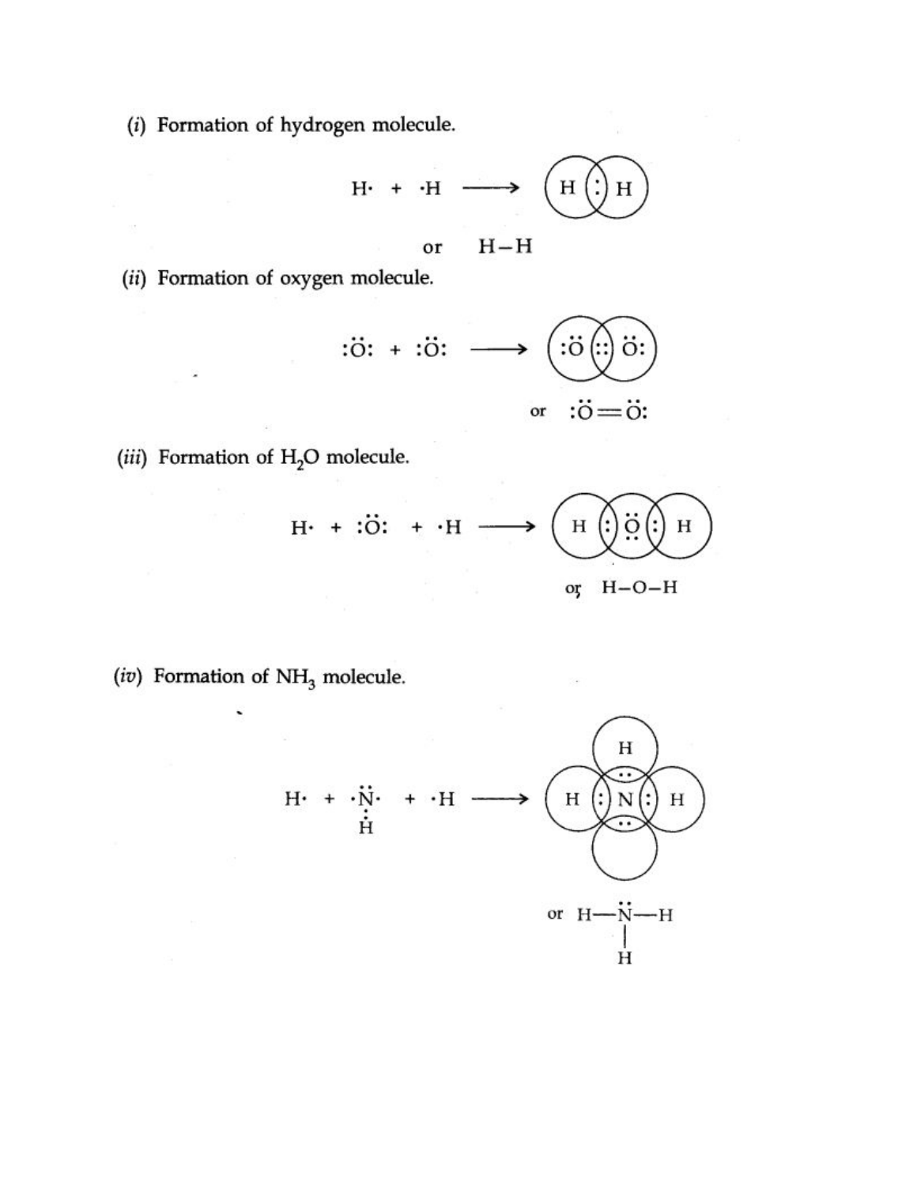(*i*) Formation of hydrogen molecule.

$$H\cdot + \cdot H \longrightarrow H:H$$

or $H-H$

(*ii*) Formation of oxygen molecule.

$$:\ddot{O}: + :\ddot{O}: \longrightarrow :\ddot{O}::\ddot{O}:$$

or $:\ddot{O}=\ddot{O}:$

(*iii*) Formation of $H_2O$ molecule.

$$H\cdot + :\ddot{O}: + \cdot H \longrightarrow H:\ddot{O}:H$$

or $H-O-H$

(*iv*) Formation of $NH_3$ molecule.

$$H\cdot + \cdot\ddot{N}\cdot(H) + \cdot H \longrightarrow H:\ddot{N}:H \text{ (with H)}$$

or $H-\ddot{N}-H$ with H bonded below N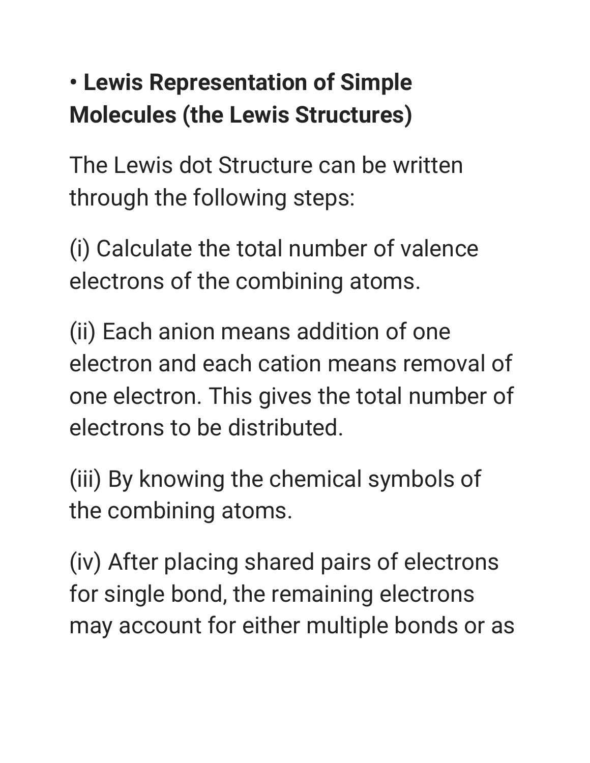• **Lewis Representation of Simple Molecules (the Lewis Structures)**

The Lewis dot Structure can be written through the following steps:

(i) Calculate the total number of valence electrons of the combining atoms.

(ii) Each anion means addition of one electron and each cation means removal of one electron. This gives the total number of electrons to be distributed.

(iii) By knowing the chemical symbols of the combining atoms.

(iv) After placing shared pairs of electrons for single bond, the remaining electrons may account for either multiple bonds or as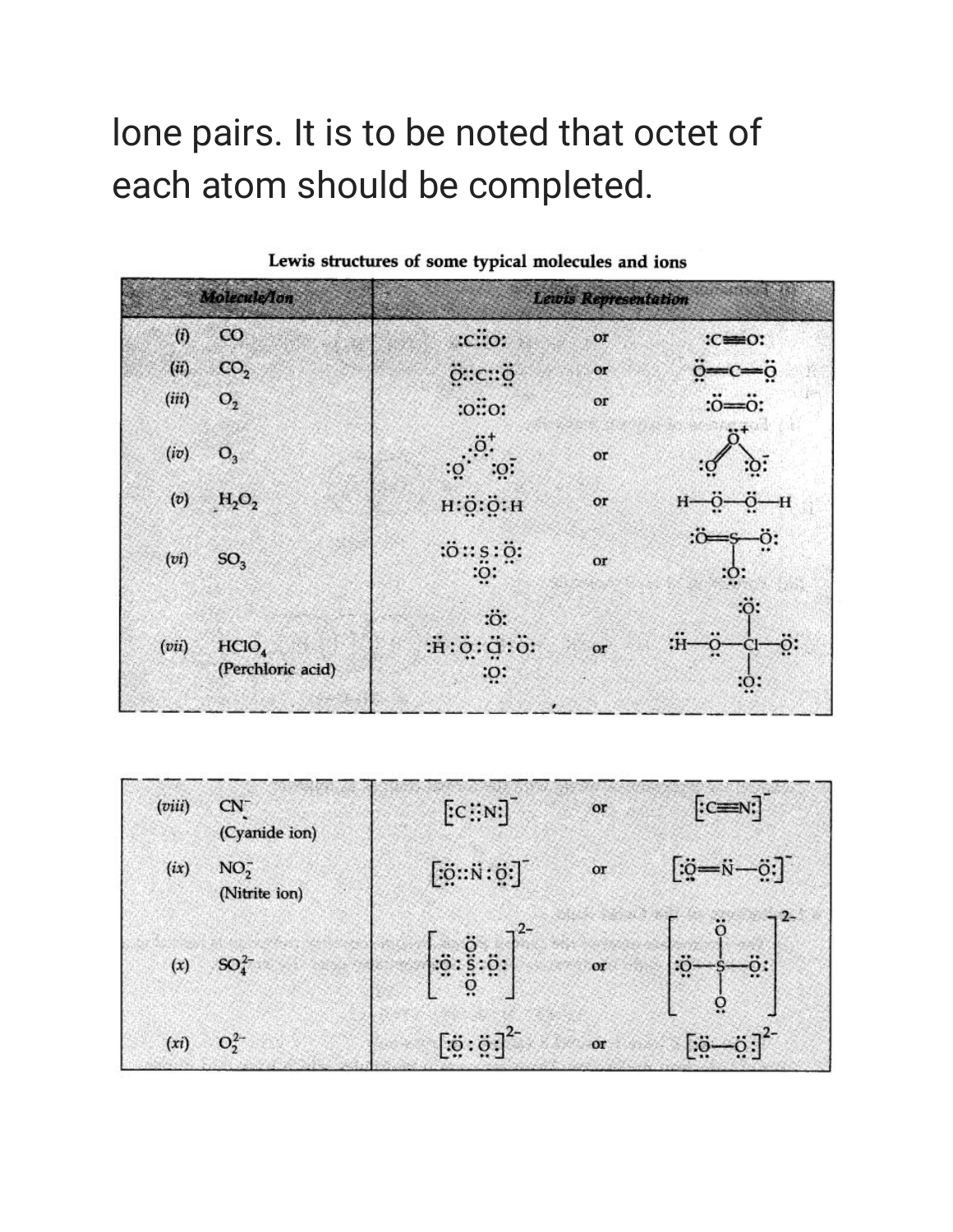lone pairs. It is to be noted that octet of each atom should be completed.

**Lewis structures of some typical molecules and ions**

| Molecule/Ion | | Lewis Representation | | |
|---|---|---|---|---|
| (i) | CO | :C⋮⋮O: | or | :C≡O: |
| (ii) | $CO_2$ | Ö::C::Ö | or | Ö=C=Ö |
| (iii) | $O_2$ | :Ö::Ö: | or | :Ö=Ö: |
| (iv) | $O_3$ | :O  Ö⁺  :Ö:⁻ | or | :O=Ö⁺–Ö:⁻ |
| (v) | $H_2O_2$ | H:Ö:Ö:H | or | H–Ö–Ö–H |
| (vi) | $SO_3$ | :Ö::S:Ö: with :Ö: | or | :Ö=S–Ö: with :Ö: |
| (vii) | $HClO_4$ (Perchloric acid) | :Ö: / H:Ö:Cl:Ö: / :Ö: | or | :Ö: / H–Ö–Cl–Ö: / :Ö: |
| (viii) | $CN^-$ (Cyanide ion) | $[:C⋮⋮N:]^-$ | or | $[:C≡N:]^-$ |
| (ix) | $NO_2^-$ (Nitrite ion) | $[:Ö::N̈:Ö:]^-$ | or | $[:Ö=N̈–Ö:]^-$ |
| (x) | $SO_4^{2-}$ | $[:Ö:S:Ö:]^{2-}$ with Ö above and below S | or | $[:Ö–S–Ö:]^{2-}$ with Ö above and below S |
| (xi) | $O_2^{2-}$ | $[:Ö:Ö:]^{2-}$ | or | $[:Ö–Ö:]^{2-}$ |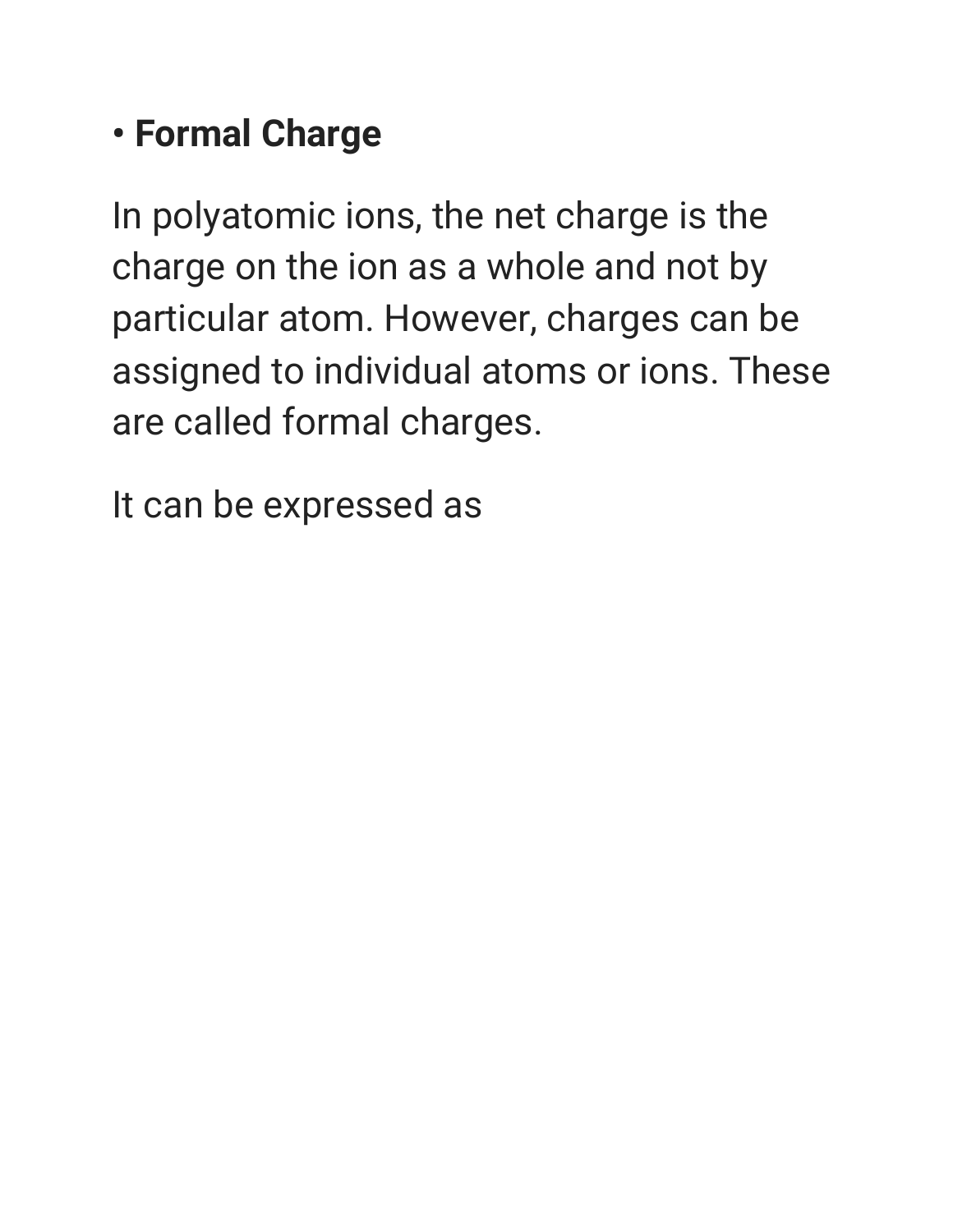- **Formal Charge**

In polyatomic ions, the net charge is the charge on the ion as a whole and not by particular atom. However, charges can be assigned to individual atoms or ions. These are called formal charges.

It can be expressed as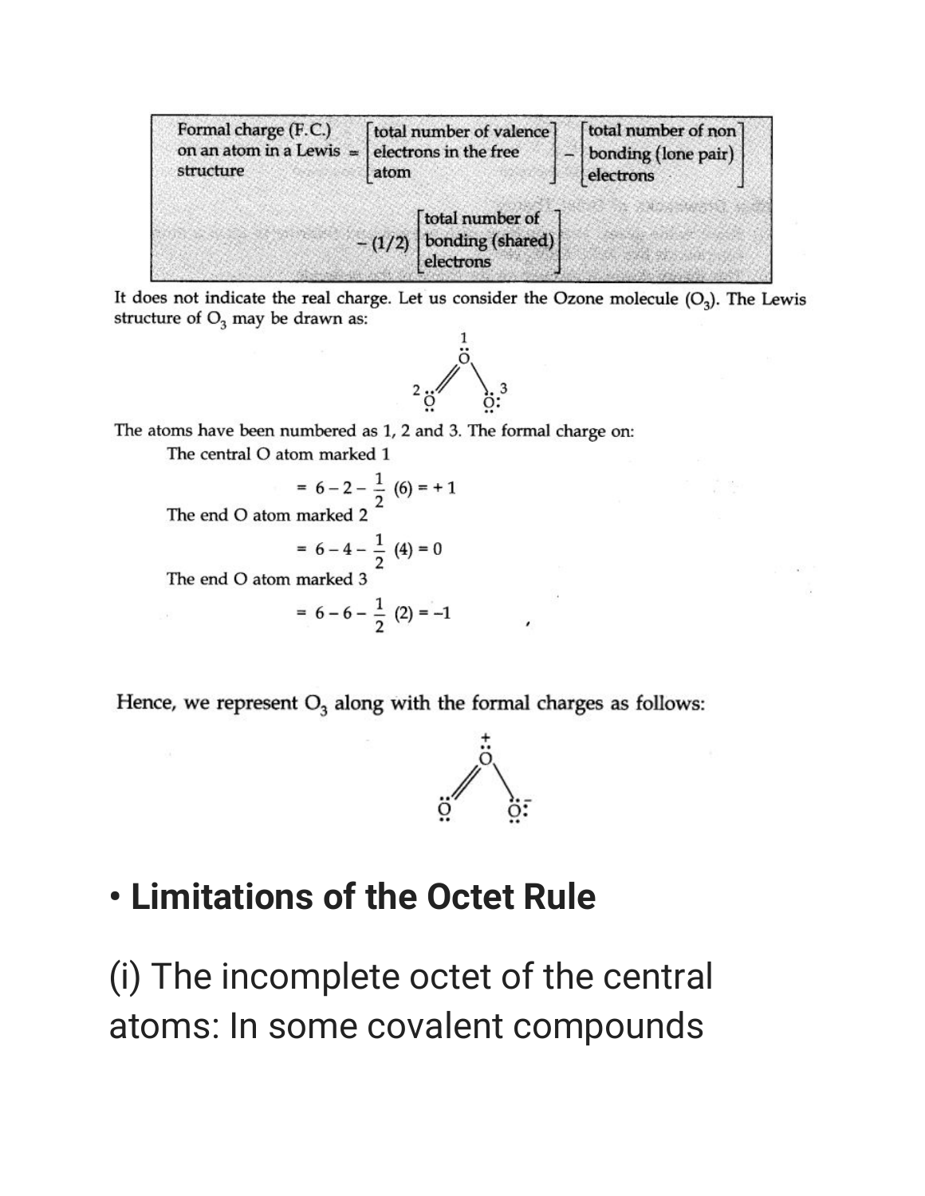Formal charge (F.C.) on an atom in a Lewis structure = [total number of valence electrons in the free atom] − [total number of non bonding (lone pair) electrons] − (1/2) [total number of bonding (shared) electrons]

It does not indicate the real charge. Let us consider the Ozone molecule ($O_3$). The Lewis structure of $O_3$ may be drawn as:

The atoms have been numbered as 1, 2 and 3. The formal charge on:

The central O atom marked 1

$$= 6 - 2 - \frac{1}{2}(6) = +1$$

The end O atom marked 2

$$= 6 - 4 - \frac{1}{2}(4) = 0$$

The end O atom marked 3

$$= 6 - 6 - \frac{1}{2}(2) = -1$$

Hence, we represent $O_3$ along with the formal charges as follows:

- **Limitations of the Octet Rule**

(i) The incomplete octet of the central atoms: In some covalent compounds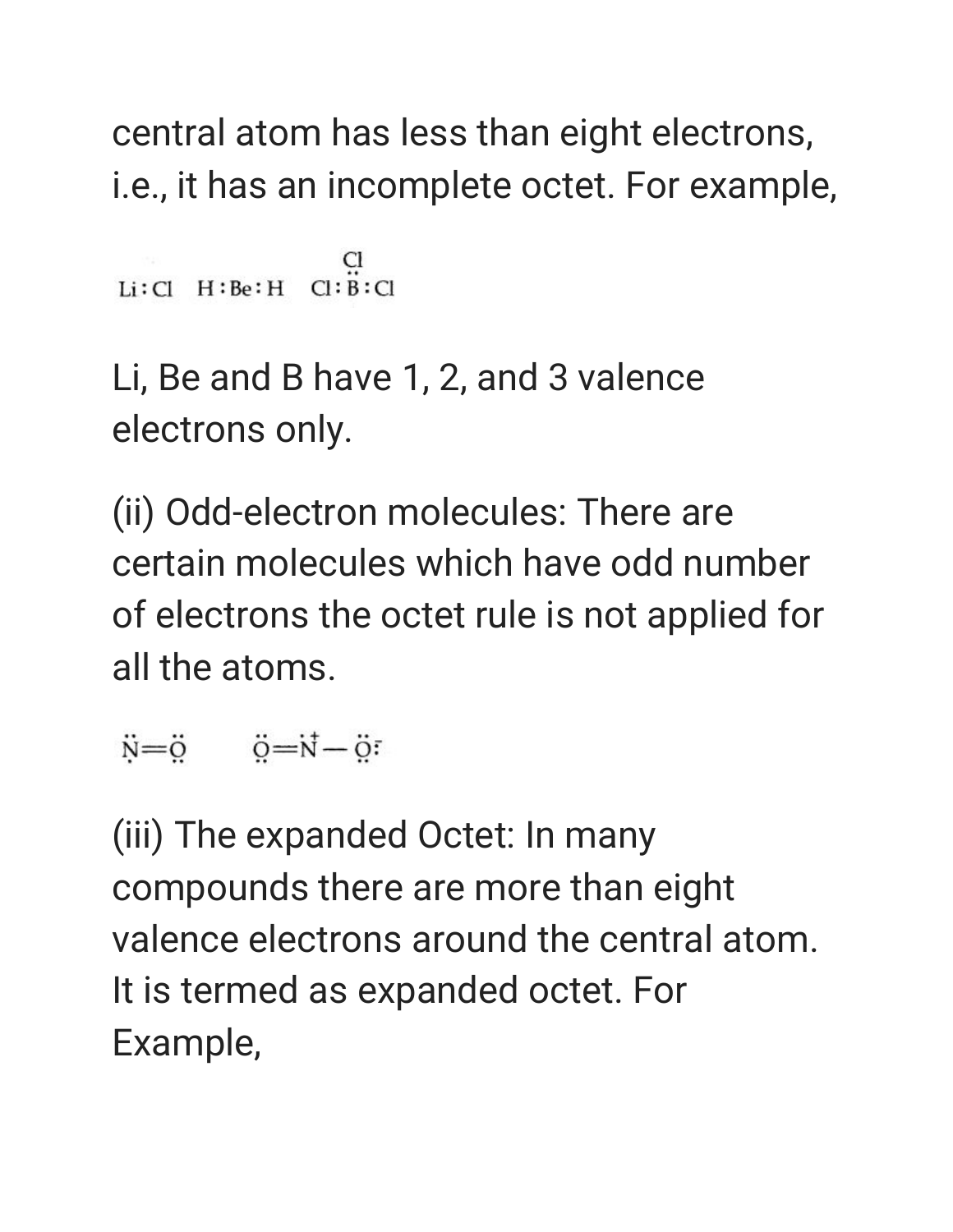central atom has less than eight electrons, i.e., it has an incomplete octet. For example,

$$Li:Cl \quad H:Be:H \quad Cl:\overset{\overset{Cl}{..}}{B}:Cl$$

Li, Be and B have 1, 2, and 3 valence electrons only.

(ii) Odd-electron molecules: There are certain molecules which have odd number of electrons the octet rule is not applied for all the atoms.

$$\ddot{N}=\ddot{O} \qquad \ddot{O}=\dot{N}^{+}-\ddot{O}:^{-}$$

(iii) The expanded Octet: In many compounds there are more than eight valence electrons around the central atom. It is termed as expanded octet. For Example,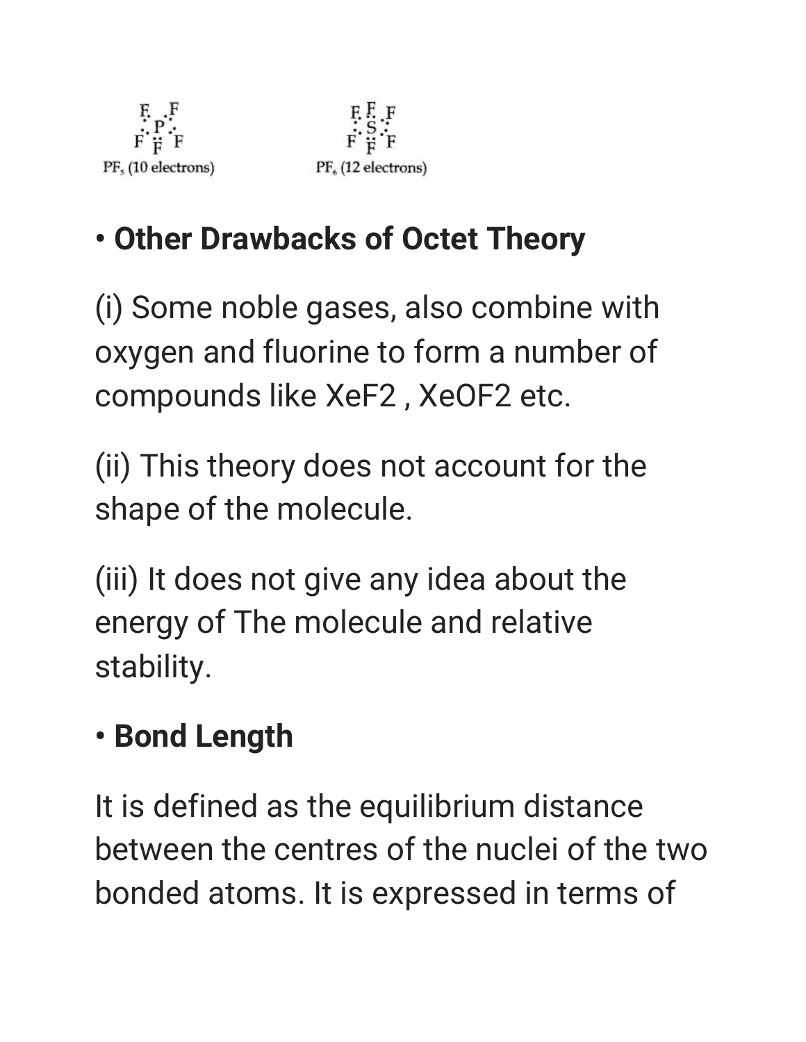$PF_5$ (10 electrons) $PF_6$ (12 electrons)

• **Other Drawbacks of Octet Theory**

(i) Some noble gases, also combine with oxygen and fluorine to form a number of compounds like $XeF_2$ , $XeOF_2$ etc.

(ii) This theory does not account for the shape of the molecule.

(iii) It does not give any idea about the energy of The molecule and relative stability.

• **Bond Length**

It is defined as the equilibrium distance between the centres of the nuclei of the two bonded atoms. It is expressed in terms of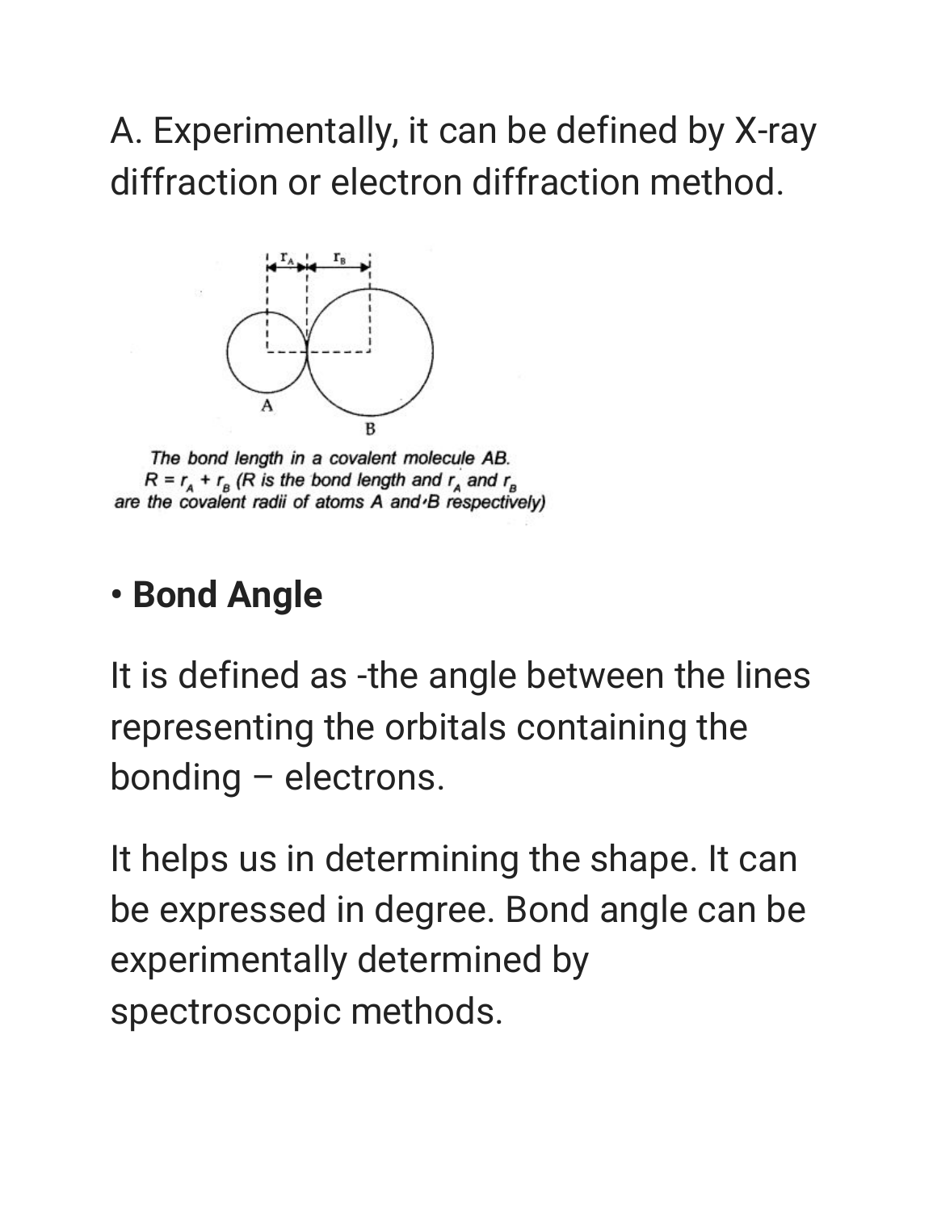A. Experimentally, it can be defined by X-ray diffraction or electron diffraction method.

*The bond length in a covalent molecule AB.*
*$R = r_A + r_B$ (R is the bond length and $r_A$ and $r_B$ are the covalent radii of atoms A and B respectively)*

- **Bond Angle**

It is defined as -the angle between the lines representing the orbitals containing the bonding – electrons.

It helps us in determining the shape. It can be expressed in degree. Bond angle can be experimentally determined by spectroscopic methods.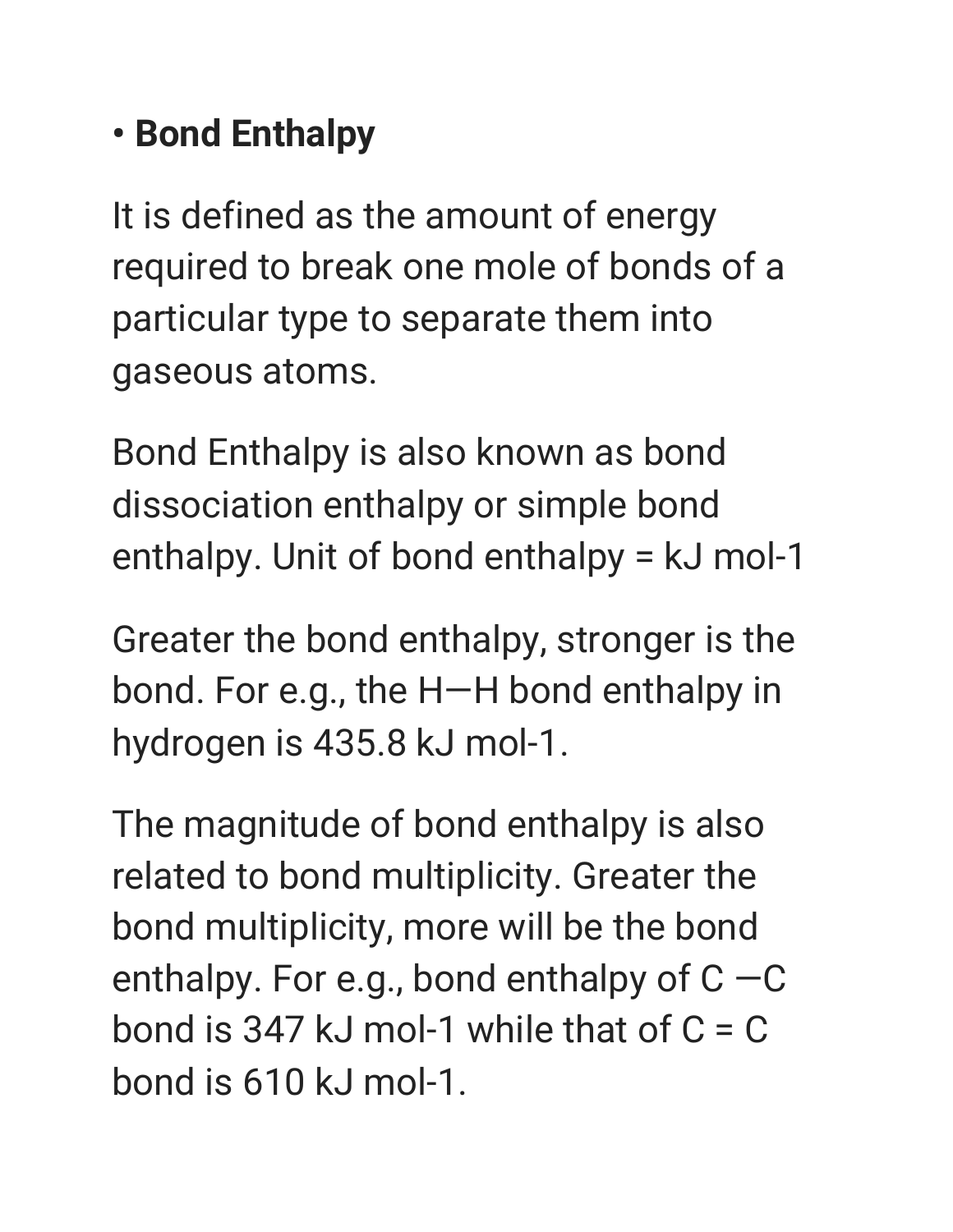- **Bond Enthalpy**

It is defined as the amount of energy required to break one mole of bonds of a particular type to separate them into gaseous atoms.

Bond Enthalpy is also known as bond dissociation enthalpy or simple bond enthalpy. Unit of bond enthalpy = kJ $mol^{-1}$

Greater the bond enthalpy, stronger is the bond. For e.g., the H—H bond enthalpy in hydrogen is 435.8 kJ $mol^{-1}$.

The magnitude of bond enthalpy is also related to bond multiplicity. Greater the bond multiplicity, more will be the bond enthalpy. For e.g., bond enthalpy of C —C bond is 347 kJ $mol^{-1}$ while that of C = C bond is 610 kJ $mol^{-1}$.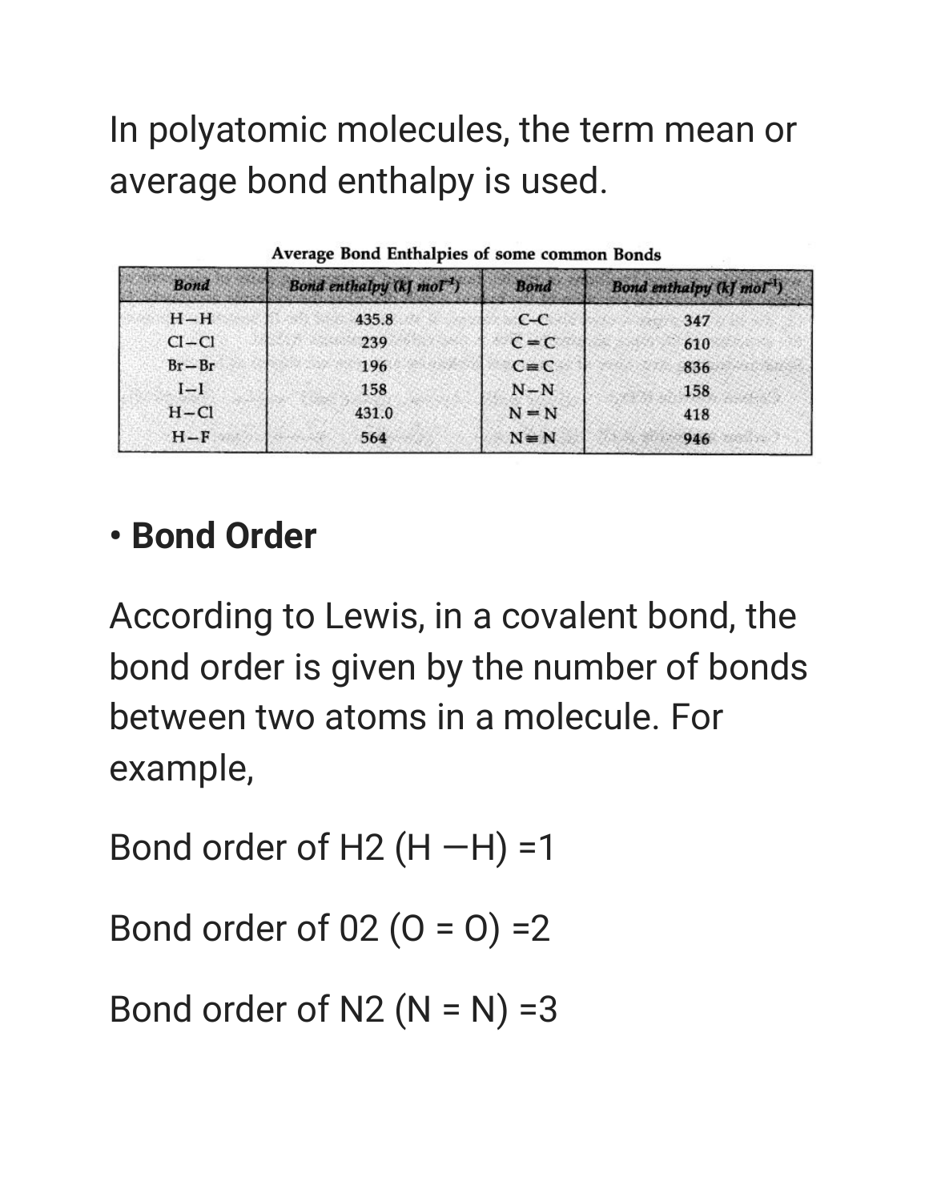In polyatomic molecules, the term mean or average bond enthalpy is used.

**Average Bond Enthalpies of some common Bonds**

| Bond | Bond enthalpy (kJ $mol^{-1}$) | Bond | Bond enthalpy (kJ $mol^{-1}$) |
|---|---|---|---|
| H−H | 435.8 | C−C | 347 |
| Cl−Cl | 239 | C=C | 610 |
| Br−Br | 196 | C≡C | 836 |
| I−I | 158 | N−N | 158 |
| H−Cl | 431.0 | N=N | 418 |
| H−F | 564 | N≡N | 946 |

- **Bond Order**

According to Lewis, in a covalent bond, the bond order is given by the number of bonds between two atoms in a molecule. For example,

Bond order of H2 (H —H) =1

Bond order of 02 (O = O) =2

Bond order of N2 (N = N) =3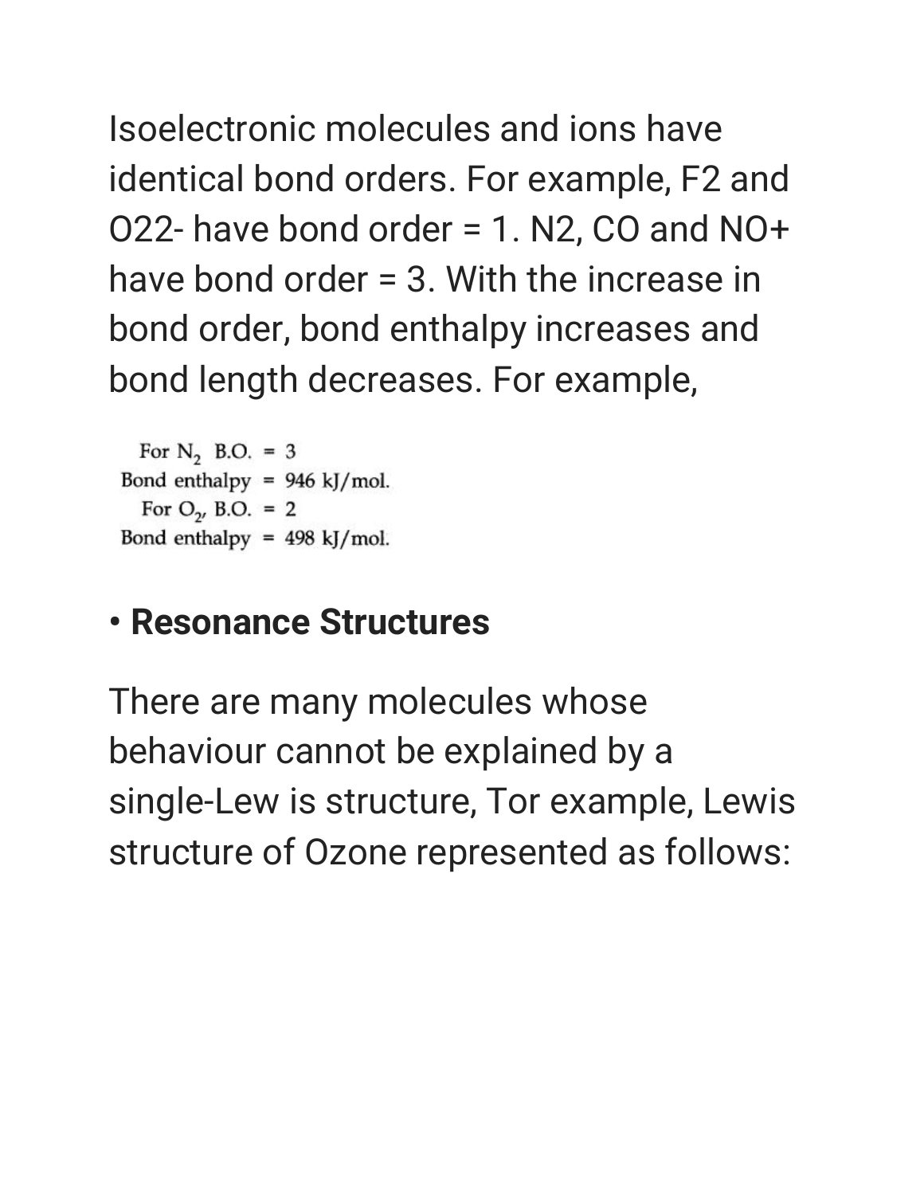Isoelectronic molecules and ions have identical bond orders. For example, F2 and O22- have bond order = 1. N2, CO and NO+ have bond order = 3. With the increase in bond order, bond enthalpy increases and bond length decreases. For example,

For $N_2$ B.O. = 3
Bond enthalpy = 946 kJ/mol.
For $O_2$, B.O. = 2
Bond enthalpy = 498 kJ/mol.

- **Resonance Structures**

There are many molecules whose behaviour cannot be explained by a single-Lew is structure, Tor example, Lewis structure of Ozone represented as follows: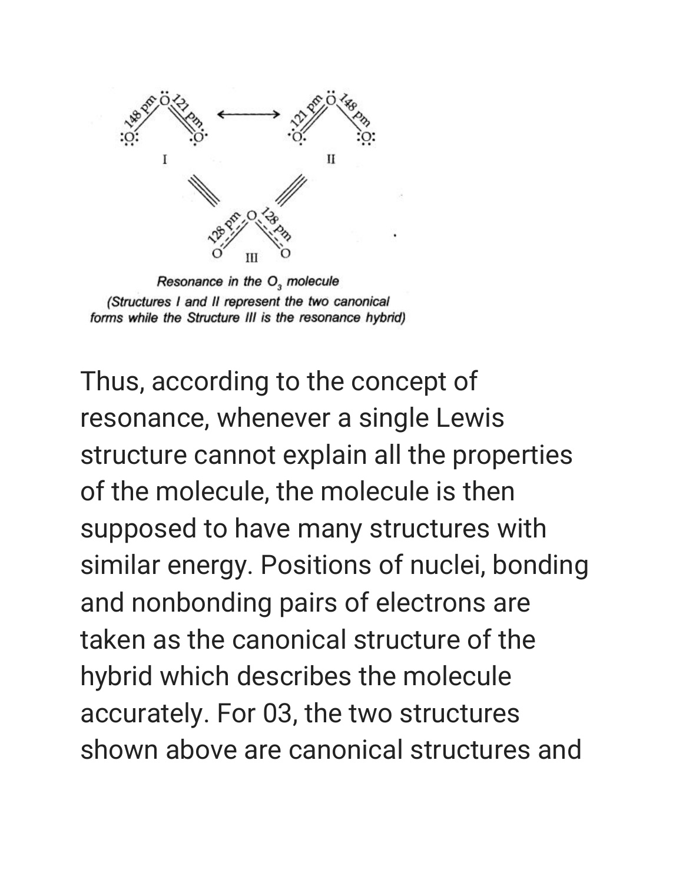Resonance in the $O_3$ molecule
(Structures I and II represent the two canonical forms while the Structure III is the resonance hybrid)

Thus, according to the concept of resonance, whenever a single Lewis structure cannot explain all the properties of the molecule, the molecule is then supposed to have many structures with similar energy. Positions of nuclei, bonding and nonbonding pairs of electrons are taken as the canonical structure of the hybrid which describes the molecule accurately. For 03, the two structures shown above are canonical structures and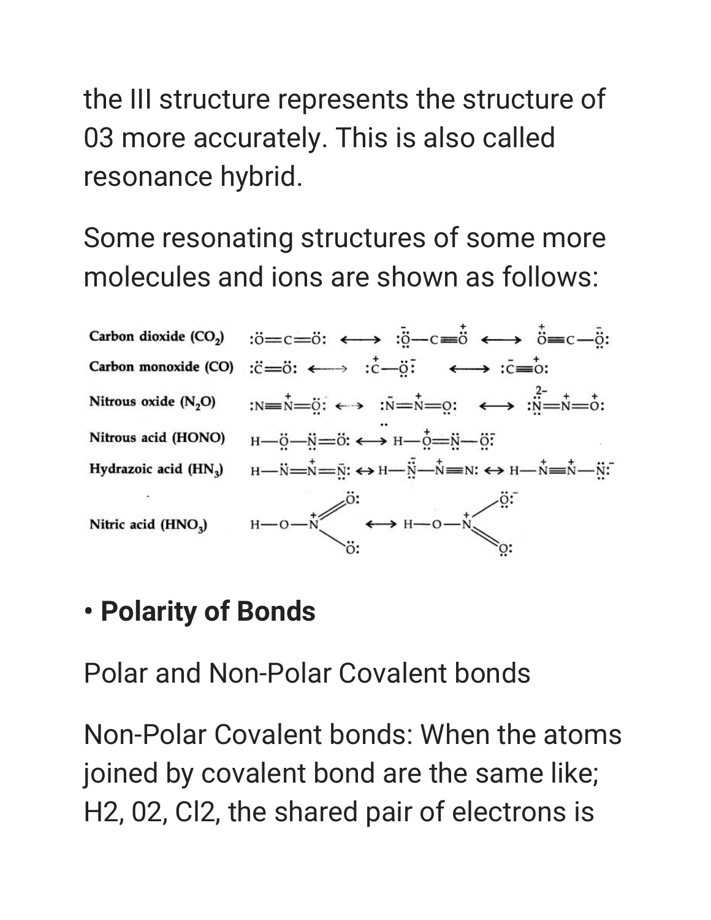the III structure represents the structure of 03 more accurately. This is also called resonance hybrid.

Some resonating structures of some more molecules and ions are shown as follows:

| Molecule | Resonating structures |
|---|---|
| Carbon dioxide ($CO_2$) | $:\ddot{O}=C=\ddot{O}: \longleftrightarrow :\ddot{O}^{-}-C\equiv O^{+} \longleftrightarrow O^{+}\equiv C-\ddot{O}^{-}:$ |
| Carbon monoxide ($CO$) | $:\ddot{C}=\ddot{O}: \longleftrightarrow :\ddot{C}^{+}-\ddot{O}^{-}: \longleftrightarrow :C^{-}\equiv O^{+}:$ |
| Nitrous oxide ($N_2O$) | $:N\equiv N^{+}-\ddot{O}^{-}: \longleftrightarrow :N^{-}=N^{+}=O: \longleftrightarrow :\ddot{N}^{2-}=N^{+}=O^{+}:$ |
| Nitrous acid ($HONO$) | $H-\ddot{O}-\ddot{N}=\ddot{O}: \longleftrightarrow H-\ddot{O}^{+}=\ddot{N}-\ddot{O}^{-}:$ |
| Hydrazoic acid ($HN_3$) | $H-\ddot{N}=N^{+}=\ddot{N}^{-}: \longleftrightarrow H-\ddot{N}^{-}-N^{+}\equiv N: \longleftrightarrow H-N^{+}\equiv N^{+}-\ddot{N}^{2-}:$ |
| Nitric acid ($HNO_3$) | $H-O-N^{+}(=\ddot{O}:)(-\ddot{O}^{-}:) \longleftrightarrow H-O-N^{+}(-\ddot{O}^{-}:)(=\ddot{O}:)$ |

- **Polarity of Bonds**

Polar and Non-Polar Covalent bonds

Non-Polar Covalent bonds: When the atoms joined by covalent bond are the same like; H2, 02, Cl2, the shared pair of electrons is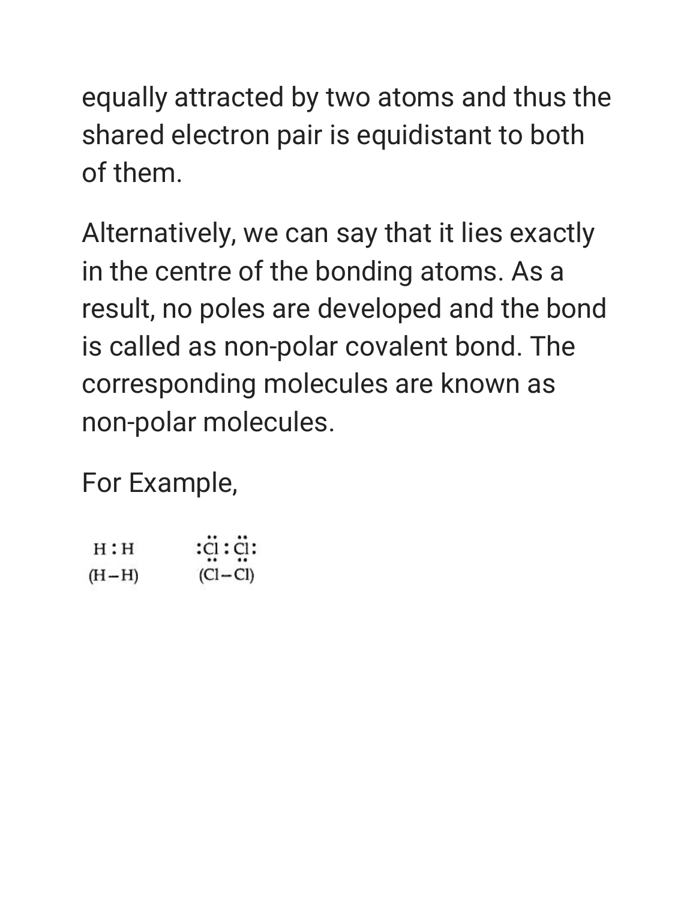equally attracted by two atoms and thus the shared electron pair is equidistant to both of them.

Alternatively, we can say that it lies exactly in the centre of the bonding atoms. As a result, no poles are developed and the bond is called as non-polar covalent bond. The corresponding molecules are known as non-polar molecules.

For Example,

$$\underset{(H-H)}{H : H} \qquad \underset{(Cl-Cl)}{:\ddot{\underset{..}{Cl}} : \ddot{\underset{..}{Cl}}:}$$